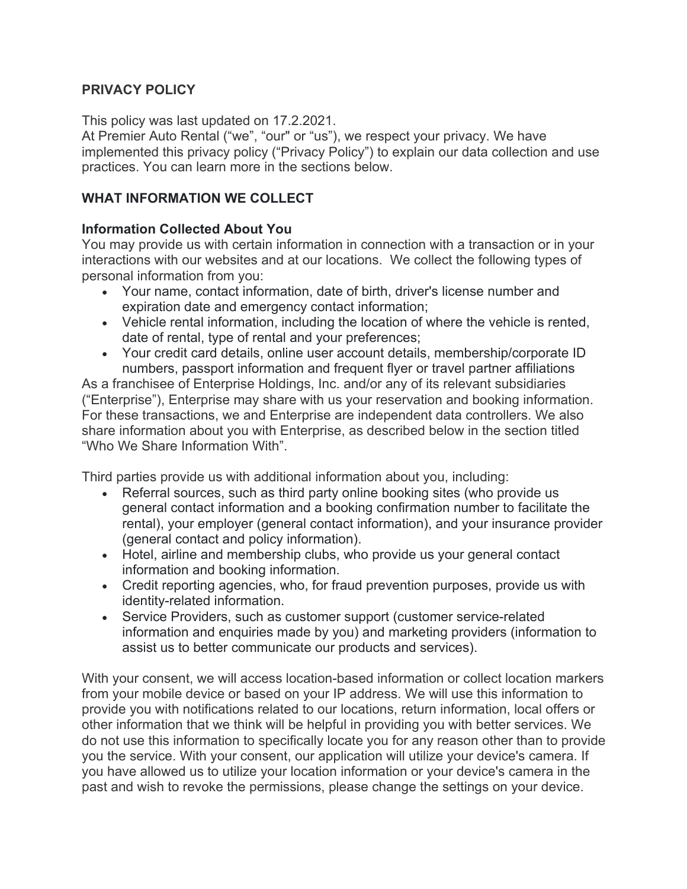## PRIVACY POLICY

This policy was last updated on 17.2.2021.
At Premier Auto Rental (“we”, “our" or “us”), we respect your privacy. We have implemented this privacy policy (“Privacy Policy”) to explain our data collection and use practices. You can learn more in the sections below.

## WHAT INFORMATION WE COLLECT

### Information Collected About You

You may provide us with certain information in connection with a transaction or in your interactions with our websites and at our locations. We collect the following types of personal information from you:

- Your name, contact information, date of birth, driver's license number and expiration date and emergency contact information;
- Vehicle rental information, including the location of where the vehicle is rented, date of rental, type of rental and your preferences;
- Your credit card details, online user account details, membership/corporate ID numbers, passport information and frequent flyer or travel partner affiliations

As a franchisee of Enterprise Holdings, Inc. and/or any of its relevant subsidiaries (“Enterprise”), Enterprise may share with us your reservation and booking information. For these transactions, we and Enterprise are independent data controllers. We also share information about you with Enterprise, as described below in the section titled “Who We Share Information With”.

Third parties provide us with additional information about you, including:

- Referral sources, such as third party online booking sites (who provide us general contact information and a booking confirmation number to facilitate the rental), your employer (general contact information), and your insurance provider (general contact and policy information).
- Hotel, airline and membership clubs, who provide us your general contact information and booking information.
- Credit reporting agencies, who, for fraud prevention purposes, provide us with identity-related information.
- Service Providers, such as customer support (customer service-related information and enquiries made by you) and marketing providers (information to assist us to better communicate our products and services).

With your consent, we will access location-based information or collect location markers from your mobile device or based on your IP address. We will use this information to provide you with notifications related to our locations, return information, local offers or other information that we think will be helpful in providing you with better services. We do not use this information to specifically locate you for any reason other than to provide you the service. With your consent, our application will utilize your device's camera. If you have allowed us to utilize your location information or your device's camera in the past and wish to revoke the permissions, please change the settings on your device.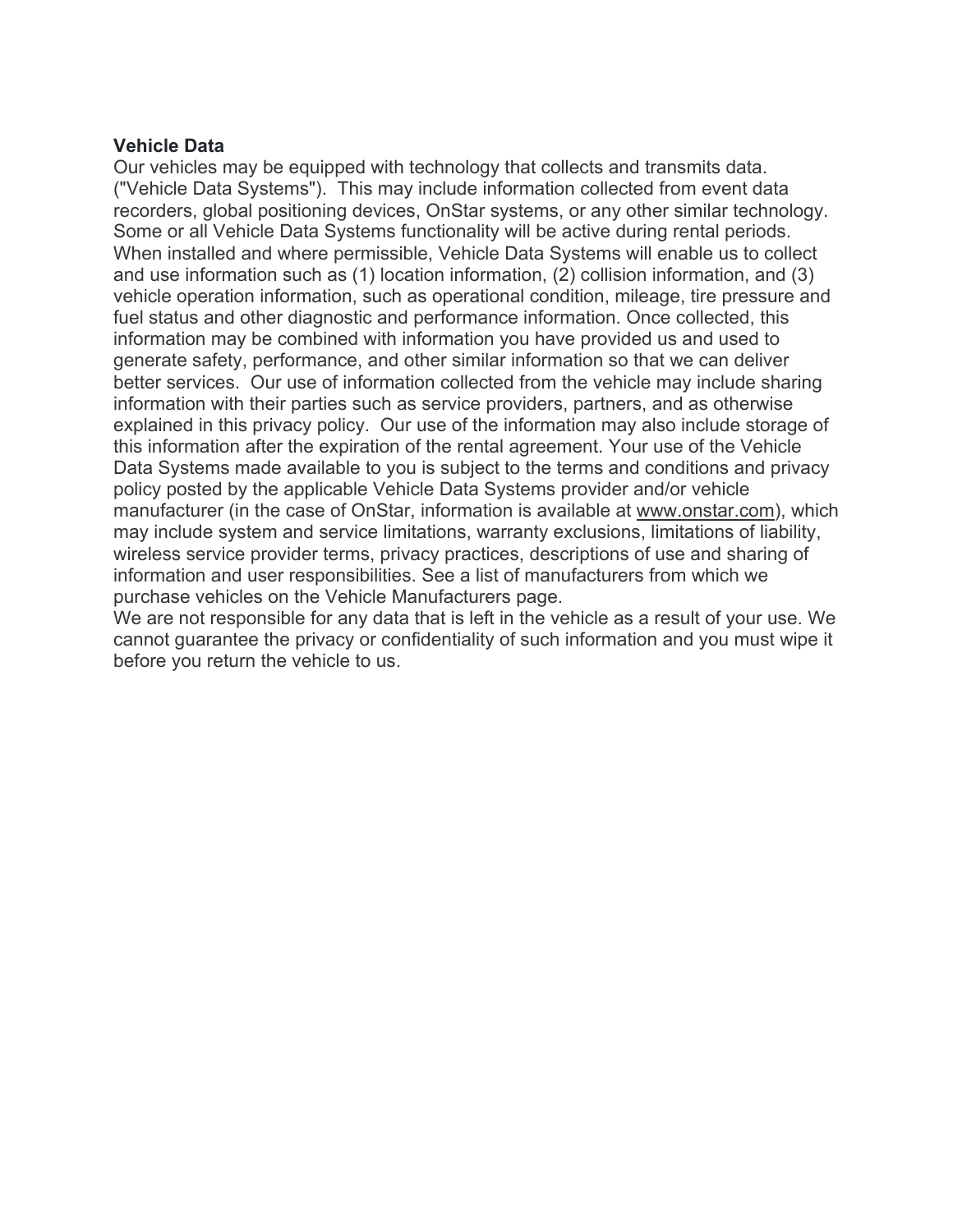**Vehicle Data**

Our vehicles may be equipped with technology that collects and transmits data. ("Vehicle Data Systems"). This may include information collected from event data recorders, global positioning devices, OnStar systems, or any other similar technology. Some or all Vehicle Data Systems functionality will be active during rental periods. When installed and where permissible, Vehicle Data Systems will enable us to collect and use information such as (1) location information, (2) collision information, and (3) vehicle operation information, such as operational condition, mileage, tire pressure and fuel status and other diagnostic and performance information. Once collected, this information may be combined with information you have provided us and used to generate safety, performance, and other similar information so that we can deliver better services. Our use of information collected from the vehicle may include sharing information with their parties such as service providers, partners, and as otherwise explained in this privacy policy. Our use of the information may also include storage of this information after the expiration of the rental agreement. Your use of the Vehicle Data Systems made available to you is subject to the terms and conditions and privacy policy posted by the applicable Vehicle Data Systems provider and/or vehicle manufacturer (in the case of OnStar, information is available at www.onstar.com), which may include system and service limitations, warranty exclusions, limitations of liability, wireless service provider terms, privacy practices, descriptions of use and sharing of information and user responsibilities. See a list of manufacturers from which we purchase vehicles on the Vehicle Manufacturers page.

We are not responsible for any data that is left in the vehicle as a result of your use. We cannot guarantee the privacy or confidentiality of such information and you must wipe it before you return the vehicle to us.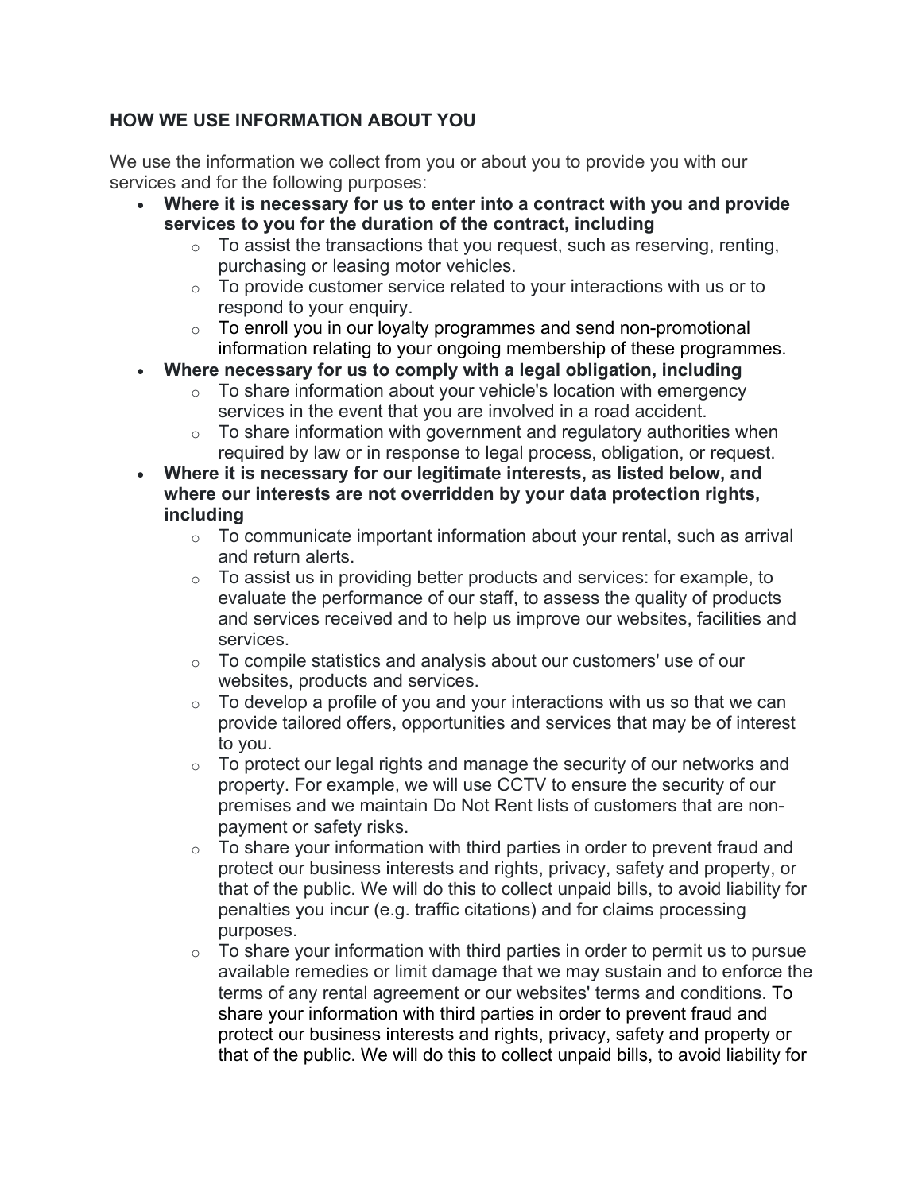## HOW WE USE INFORMATION ABOUT YOU

We use the information we collect from you or about you to provide you with our services and for the following purposes:

- **Where it is necessary for us to enter into a contract with you and provide services to you for the duration of the contract, including**
  - To assist the transactions that you request, such as reserving, renting, purchasing or leasing motor vehicles.
  - To provide customer service related to your interactions with us or to respond to your enquiry.
  - To enroll you in our loyalty programmes and send non-promotional information relating to your ongoing membership of these programmes.
- **Where necessary for us to comply with a legal obligation, including**
  - To share information about your vehicle's location with emergency services in the event that you are involved in a road accident.
  - To share information with government and regulatory authorities when required by law or in response to legal process, obligation, or request.
- **Where it is necessary for our legitimate interests, as listed below, and where our interests are not overridden by your data protection rights, including**
  - To communicate important information about your rental, such as arrival and return alerts.
  - To assist us in providing better products and services: for example, to evaluate the performance of our staff, to assess the quality of products and services received and to help us improve our websites, facilities and services.
  - To compile statistics and analysis about our customers' use of our websites, products and services.
  - To develop a profile of you and your interactions with us so that we can provide tailored offers, opportunities and services that may be of interest to you.
  - To protect our legal rights and manage the security of our networks and property. For example, we will use CCTV to ensure the security of our premises and we maintain Do Not Rent lists of customers that are non-payment or safety risks.
  - To share your information with third parties in order to prevent fraud and protect our business interests and rights, privacy, safety and property, or that of the public. We will do this to collect unpaid bills, to avoid liability for penalties you incur (e.g. traffic citations) and for claims processing purposes.
  - To share your information with third parties in order to permit us to pursue available remedies or limit damage that we may sustain and to enforce the terms of any rental agreement or our websites' terms and conditions. To share your information with third parties in order to prevent fraud and protect our business interests and rights, privacy, safety and property or that of the public. We will do this to collect unpaid bills, to avoid liability for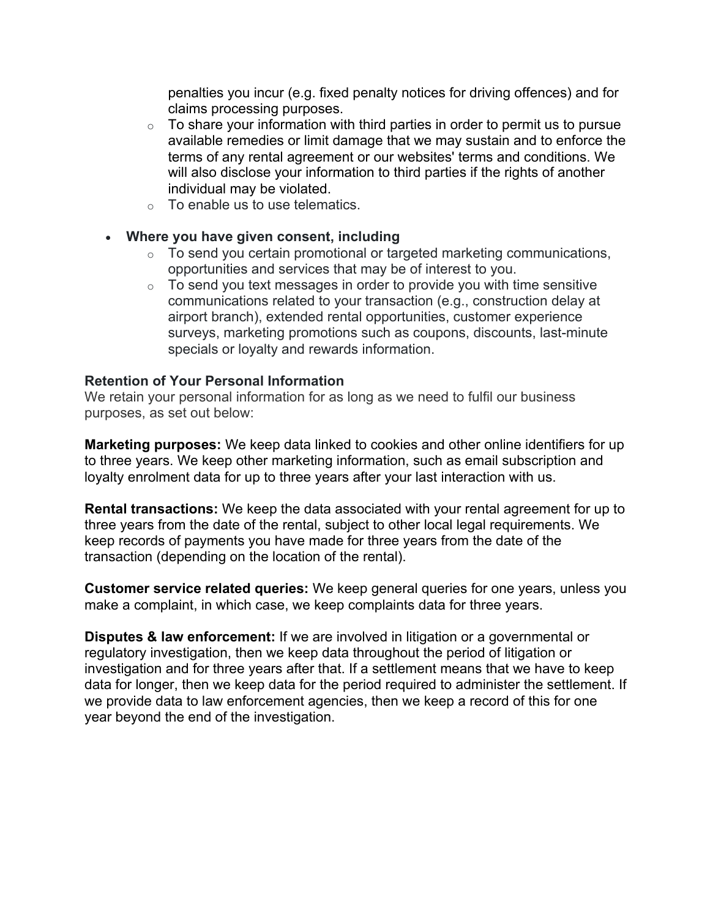penalties you incur (e.g. fixed penalty notices for driving offences) and for claims processing purposes.
  - To share your information with third parties in order to permit us to pursue available remedies or limit damage that we may sustain and to enforce the terms of any rental agreement or our websites' terms and conditions. We will also disclose your information to third parties if the rights of another individual may be violated.
  - To enable us to use telematics.

- **Where you have given consent, including**
  - To send you certain promotional or targeted marketing communications, opportunities and services that may be of interest to you.
  - To send you text messages in order to provide you with time sensitive communications related to your transaction (e.g., construction delay at airport branch), extended rental opportunities, customer experience surveys, marketing promotions such as coupons, discounts, last-minute specials or loyalty and rewards information.

**Retention of Your Personal Information**

We retain your personal information for as long as we need to fulfil our business purposes, as set out below:

**Marketing purposes:** We keep data linked to cookies and other online identifiers for up to three years. We keep other marketing information, such as email subscription and loyalty enrolment data for up to three years after your last interaction with us.

**Rental transactions:** We keep the data associated with your rental agreement for up to three years from the date of the rental, subject to other local legal requirements. We keep records of payments you have made for three years from the date of the transaction (depending on the location of the rental).

**Customer service related queries:** We keep general queries for one years, unless you make a complaint, in which case, we keep complaints data for three years.

**Disputes & law enforcement:** If we are involved in litigation or a governmental or regulatory investigation, then we keep data throughout the period of litigation or investigation and for three years after that. If a settlement means that we have to keep data for longer, then we keep data for the period required to administer the settlement. If we provide data to law enforcement agencies, then we keep a record of this for one year beyond the end of the investigation.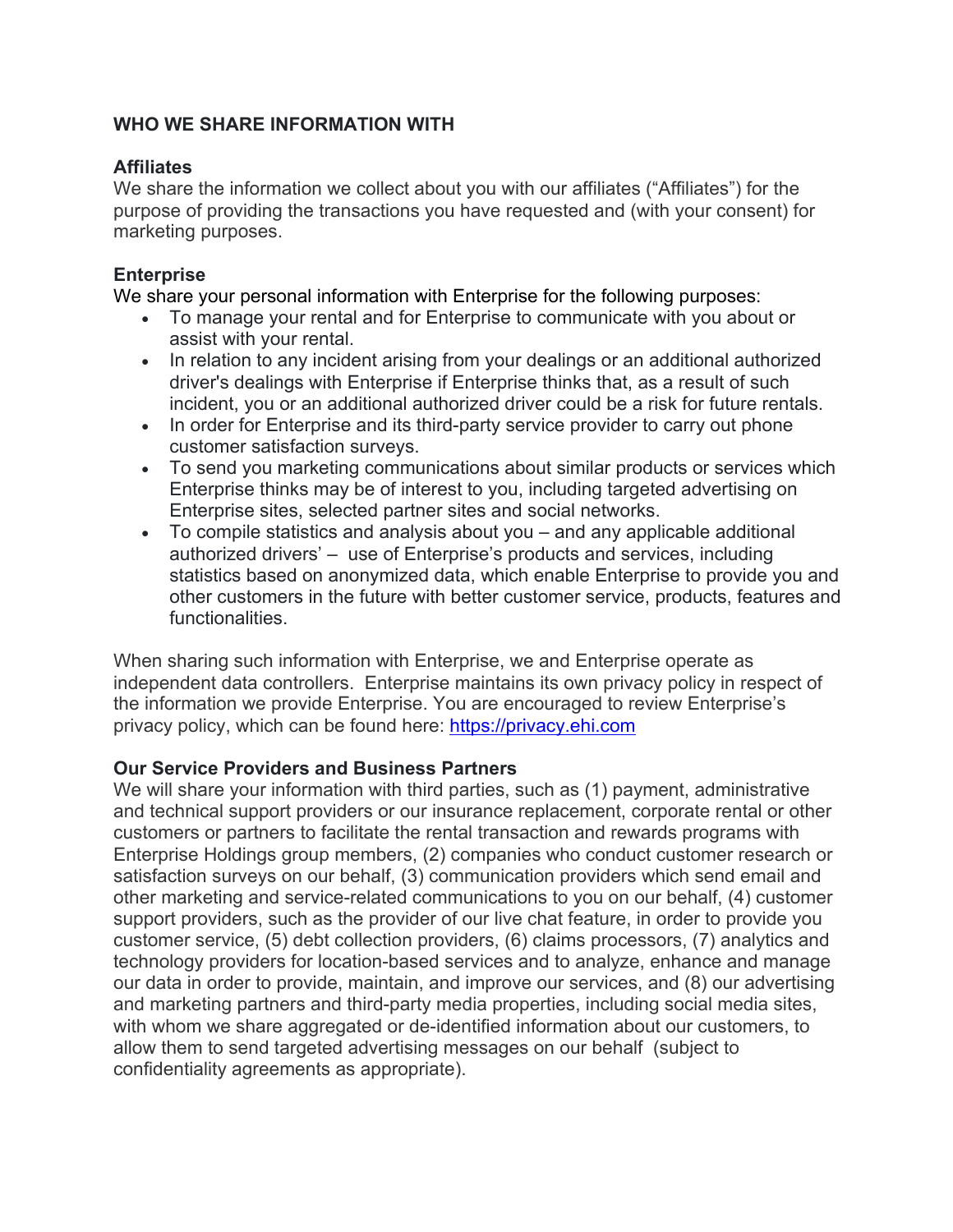**WHO WE SHARE INFORMATION WITH**

**Affiliates**

We share the information we collect about you with our affiliates ("Affiliates") for the purpose of providing the transactions you have requested and (with your consent) for marketing purposes.

**Enterprise**

We share your personal information with Enterprise for the following purposes:

- To manage your rental and for Enterprise to communicate with you about or assist with your rental.
- In relation to any incident arising from your dealings or an additional authorized driver's dealings with Enterprise if Enterprise thinks that, as a result of such incident, you or an additional authorized driver could be a risk for future rentals.
- In order for Enterprise and its third-party service provider to carry out phone customer satisfaction surveys.
- To send you marketing communications about similar products or services which Enterprise thinks may be of interest to you, including targeted advertising on Enterprise sites, selected partner sites and social networks.
- To compile statistics and analysis about you – and any applicable additional authorized drivers' – use of Enterprise's products and services, including statistics based on anonymized data, which enable Enterprise to provide you and other customers in the future with better customer service, products, features and functionalities.

When sharing such information with Enterprise, we and Enterprise operate as independent data controllers. Enterprise maintains its own privacy policy in respect of the information we provide Enterprise. You are encouraged to review Enterprise's privacy policy, which can be found here: [https://privacy.ehi.com](https://privacy.ehi.com)

**Our Service Providers and Business Partners**

We will share your information with third parties, such as (1) payment, administrative and technical support providers or our insurance replacement, corporate rental or other customers or partners to facilitate the rental transaction and rewards programs with Enterprise Holdings group members, (2) companies who conduct customer research or satisfaction surveys on our behalf, (3) communication providers which send email and other marketing and service-related communications to you on our behalf, (4) customer support providers, such as the provider of our live chat feature, in order to provide you customer service, (5) debt collection providers, (6) claims processors, (7) analytics and technology providers for location-based services and to analyze, enhance and manage our data in order to provide, maintain, and improve our services, and (8) our advertising and marketing partners and third-party media properties, including social media sites, with whom we share aggregated or de-identified information about our customers, to allow them to send targeted advertising messages on our behalf (subject to confidentiality agreements as appropriate).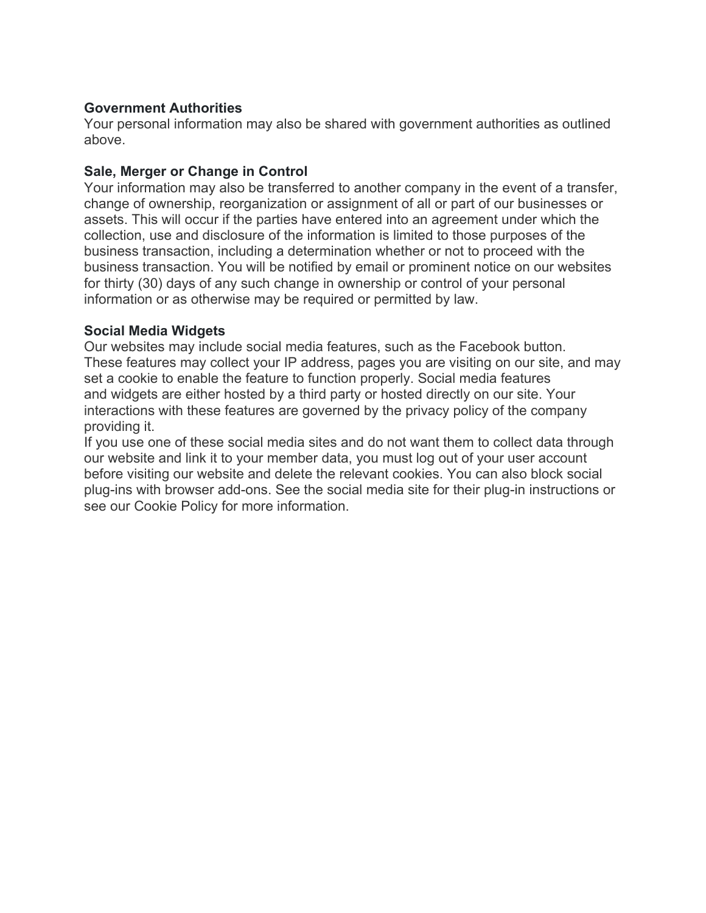**Government Authorities**

Your personal information may also be shared with government authorities as outlined above.

**Sale, Merger or Change in Control**

Your information may also be transferred to another company in the event of a transfer, change of ownership, reorganization or assignment of all or part of our businesses or assets. This will occur if the parties have entered into an agreement under which the collection, use and disclosure of the information is limited to those purposes of the business transaction, including a determination whether or not to proceed with the business transaction. You will be notified by email or prominent notice on our websites for thirty (30) days of any such change in ownership or control of your personal information or as otherwise may be required or permitted by law.

**Social Media Widgets**

Our websites may include social media features, such as the Facebook button. These features may collect your IP address, pages you are visiting on our site, and may set a cookie to enable the feature to function properly. Social media features and widgets are either hosted by a third party or hosted directly on our site. Your interactions with these features are governed by the privacy policy of the company providing it.

If you use one of these social media sites and do not want them to collect data through our website and link it to your member data, you must log out of your user account before visiting our website and delete the relevant cookies. You can also block social plug-ins with browser add-ons. See the social media site for their plug-in instructions or see our Cookie Policy for more information.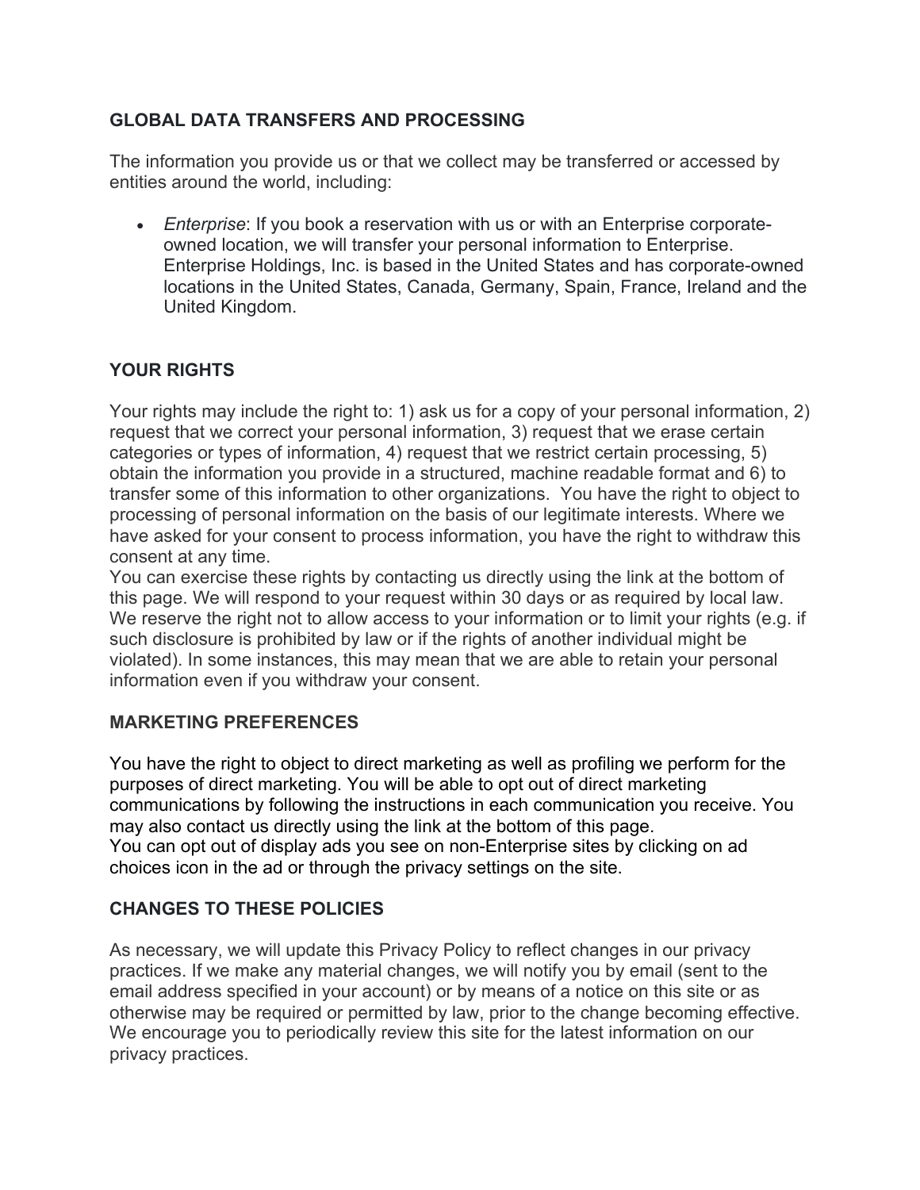## GLOBAL DATA TRANSFERS AND PROCESSING

The information you provide us or that we collect may be transferred or accessed by entities around the world, including:

- *Enterprise*: If you book a reservation with us or with an Enterprise corporate-owned location, we will transfer your personal information to Enterprise. Enterprise Holdings, Inc. is based in the United States and has corporate-owned locations in the United States, Canada, Germany, Spain, France, Ireland and the United Kingdom.

## YOUR RIGHTS

Your rights may include the right to: 1) ask us for a copy of your personal information, 2) request that we correct your personal information, 3) request that we erase certain categories or types of information, 4) request that we restrict certain processing, 5) obtain the information you provide in a structured, machine readable format and 6) to transfer some of this information to other organizations. You have the right to object to processing of personal information on the basis of our legitimate interests. Where we have asked for your consent to process information, you have the right to withdraw this consent at any time.

You can exercise these rights by contacting us directly using the link at the bottom of this page. We will respond to your request within 30 days or as required by local law. We reserve the right not to allow access to your information or to limit your rights (e.g. if such disclosure is prohibited by law or if the rights of another individual might be violated). In some instances, this may mean that we are able to retain your personal information even if you withdraw your consent.

## MARKETING PREFERENCES

You have the right to object to direct marketing as well as profiling we perform for the purposes of direct marketing. You will be able to opt out of direct marketing communications by following the instructions in each communication you receive. You may also contact us directly using the link at the bottom of this page.

You can opt out of display ads you see on non-Enterprise sites by clicking on ad choices icon in the ad or through the privacy settings on the site.

## CHANGES TO THESE POLICIES

As necessary, we will update this Privacy Policy to reflect changes in our privacy practices. If we make any material changes, we will notify you by email (sent to the email address specified in your account) or by means of a notice on this site or as otherwise may be required or permitted by law, prior to the change becoming effective. We encourage you to periodically review this site for the latest information on our privacy practices.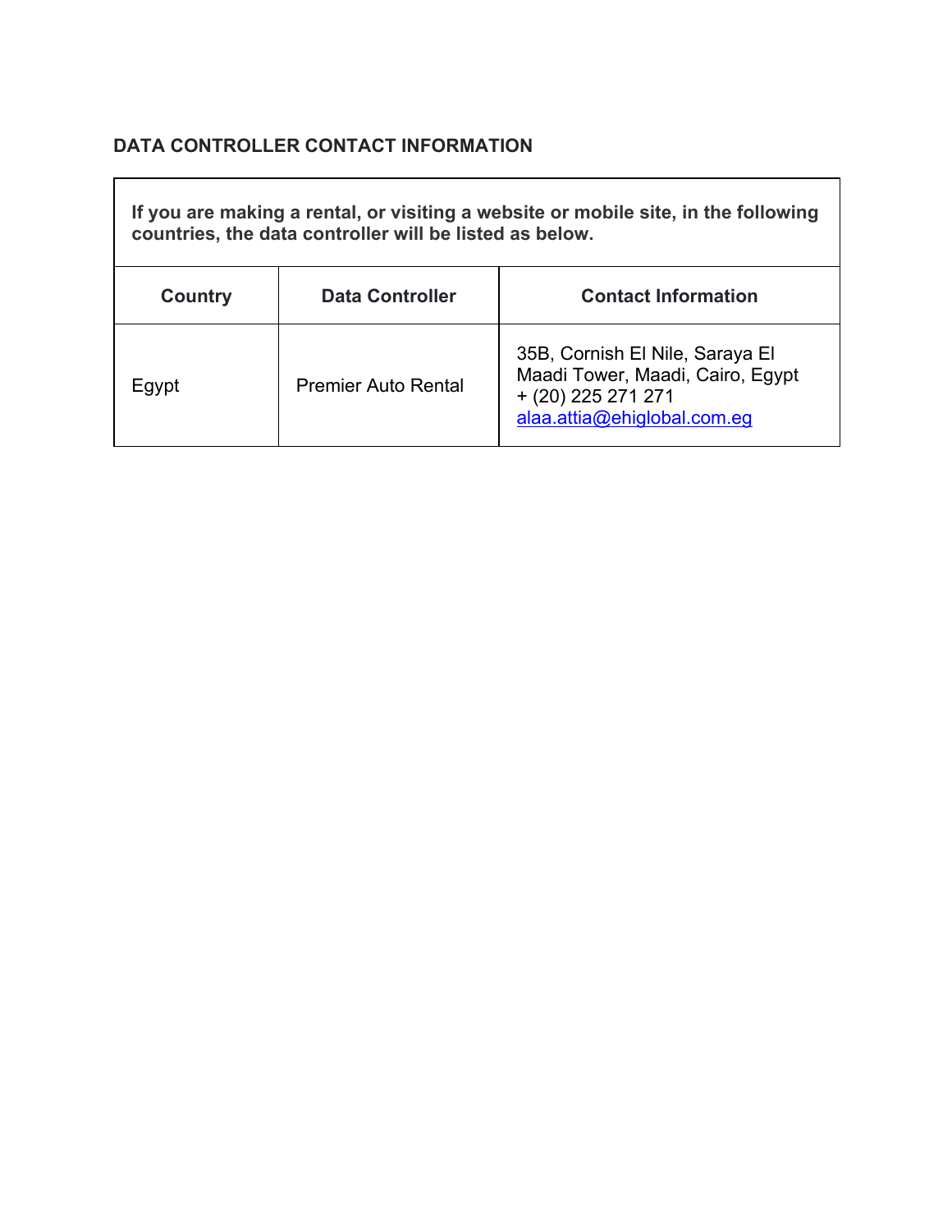## DATA CONTROLLER CONTACT INFORMATION

**If you are making a rental, or visiting a website or mobile site, in the following countries, the data controller will be listed as below.**

| Country | Data Controller | Contact Information |
|---|---|---|
| Egypt | Premier Auto Rental | 35B, Cornish El Nile, Saraya El Maadi Tower, Maadi, Cairo, Egypt + (20) 225 271 271 alaa.attia@ehiglobal.com.eg |